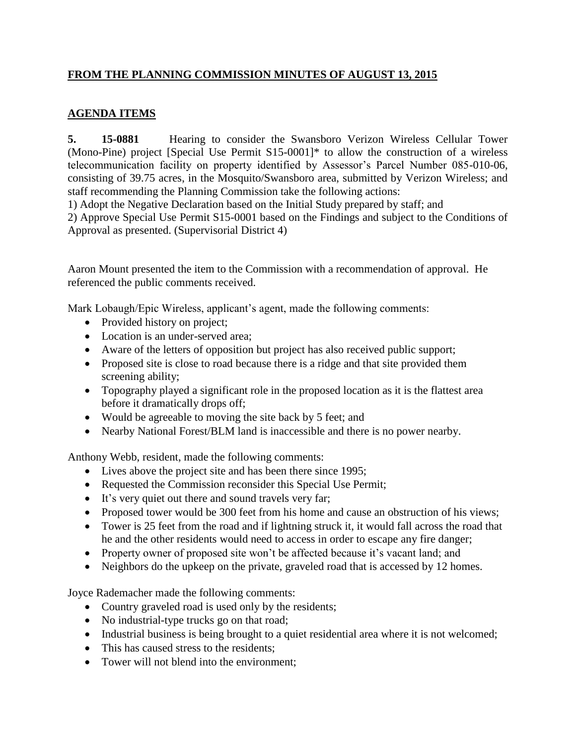**<u>FROM THE PLANNING COMMISSION MINUTES OF AUGUST 13, 2015</u>**

**<u>AGENDA ITEMS</u>**

**5. 15-0881** Hearing to consider the Swansboro Verizon Wireless Cellular Tower (Mono-Pine) project [Special Use Permit S15-0001]* to allow the construction of a wireless telecommunication facility on property identified by Assessor's Parcel Number 085-010-06, consisting of 39.75 acres, in the Mosquito/Swansboro area, submitted by Verizon Wireless; and staff recommending the Planning Commission take the following actions:
1) Adopt the Negative Declaration based on the Initial Study prepared by staff; and
2) Approve Special Use Permit S15-0001 based on the Findings and subject to the Conditions of Approval as presented. (Supervisorial District 4)

Aaron Mount presented the item to the Commission with a recommendation of approval. He referenced the public comments received.

Mark Lobaugh/Epic Wireless, applicant's agent, made the following comments:

- Provided history on project;
- Location is an under-served area;
- Aware of the letters of opposition but project has also received public support;
- Proposed site is close to road because there is a ridge and that site provided them screening ability;
- Topography played a significant role in the proposed location as it is the flattest area before it dramatically drops off;
- Would be agreeable to moving the site back by 5 feet; and
- Nearby National Forest/BLM land is inaccessible and there is no power nearby.

Anthony Webb, resident, made the following comments:

- Lives above the project site and has been there since 1995;
- Requested the Commission reconsider this Special Use Permit;
- It's very quiet out there and sound travels very far;
- Proposed tower would be 300 feet from his home and cause an obstruction of his views;
- Tower is 25 feet from the road and if lightning struck it, it would fall across the road that he and the other residents would need to access in order to escape any fire danger;
- Property owner of proposed site won't be affected because it's vacant land; and
- Neighbors do the upkeep on the private, graveled road that is accessed by 12 homes.

Joyce Rademacher made the following comments:

- Country graveled road is used only by the residents;
- No industrial-type trucks go on that road;
- Industrial business is being brought to a quiet residential area where it is not welcomed;
- This has caused stress to the residents;
- Tower will not blend into the environment;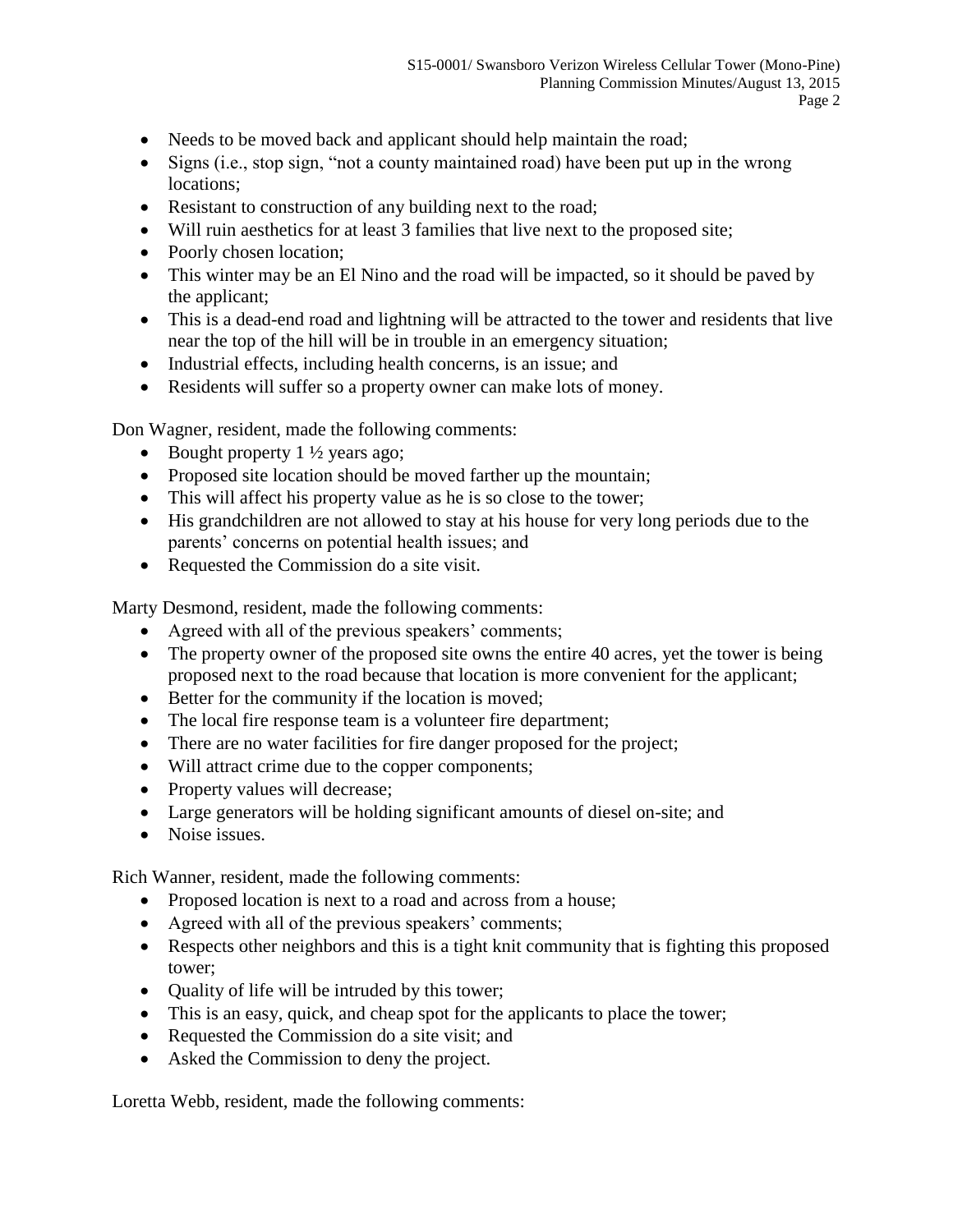- Needs to be moved back and applicant should help maintain the road;
- Signs (i.e., stop sign, "not a county maintained road) have been put up in the wrong locations;
- Resistant to construction of any building next to the road;
- Will ruin aesthetics for at least 3 families that live next to the proposed site;
- Poorly chosen location;
- This winter may be an El Nino and the road will be impacted, so it should be paved by the applicant;
- This is a dead-end road and lightning will be attracted to the tower and residents that live near the top of the hill will be in trouble in an emergency situation;
- Industrial effects, including health concerns, is an issue; and
- Residents will suffer so a property owner can make lots of money.

Don Wagner, resident, made the following comments:

- Bought property 1 ½ years ago;
- Proposed site location should be moved farther up the mountain;
- This will affect his property value as he is so close to the tower;
- His grandchildren are not allowed to stay at his house for very long periods due to the parents' concerns on potential health issues; and
- Requested the Commission do a site visit.

Marty Desmond, resident, made the following comments:

- Agreed with all of the previous speakers' comments;
- The property owner of the proposed site owns the entire 40 acres, yet the tower is being proposed next to the road because that location is more convenient for the applicant;
- Better for the community if the location is moved;
- The local fire response team is a volunteer fire department;
- There are no water facilities for fire danger proposed for the project;
- Will attract crime due to the copper components;
- Property values will decrease;
- Large generators will be holding significant amounts of diesel on-site; and
- Noise issues.

Rich Wanner, resident, made the following comments:

- Proposed location is next to a road and across from a house;
- Agreed with all of the previous speakers' comments;
- Respects other neighbors and this is a tight knit community that is fighting this proposed tower;
- Quality of life will be intruded by this tower;
- This is an easy, quick, and cheap spot for the applicants to place the tower;
- Requested the Commission do a site visit; and
- Asked the Commission to deny the project.

Loretta Webb, resident, made the following comments: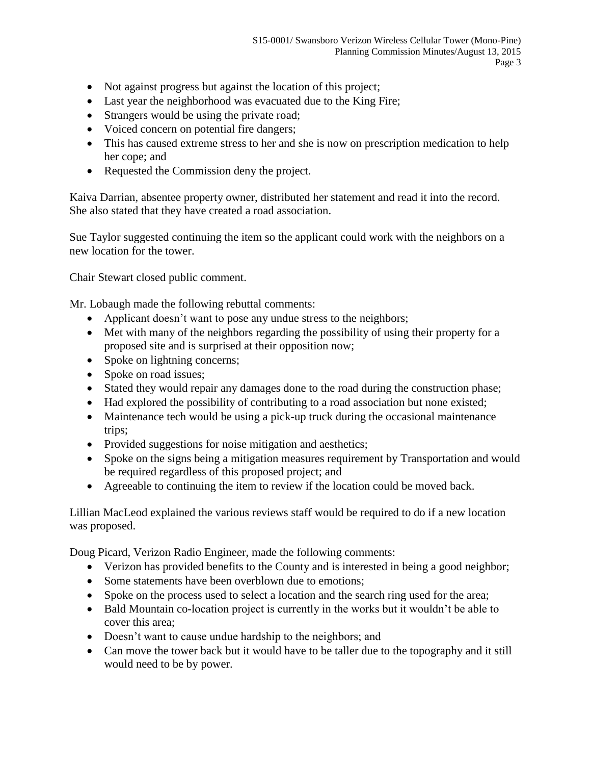- Not against progress but against the location of this project;
- Last year the neighborhood was evacuated due to the King Fire;
- Strangers would be using the private road;
- Voiced concern on potential fire dangers;
- This has caused extreme stress to her and she is now on prescription medication to help her cope; and
- Requested the Commission deny the project.

Kaiva Darrian, absentee property owner, distributed her statement and read it into the record. She also stated that they have created a road association.

Sue Taylor suggested continuing the item so the applicant could work with the neighbors on a new location for the tower.

Chair Stewart closed public comment.

Mr. Lobaugh made the following rebuttal comments:

- Applicant doesn't want to pose any undue stress to the neighbors;
- Met with many of the neighbors regarding the possibility of using their property for a proposed site and is surprised at their opposition now;
- Spoke on lightning concerns;
- Spoke on road issues;
- Stated they would repair any damages done to the road during the construction phase;
- Had explored the possibility of contributing to a road association but none existed;
- Maintenance tech would be using a pick-up truck during the occasional maintenance trips;
- Provided suggestions for noise mitigation and aesthetics;
- Spoke on the signs being a mitigation measures requirement by Transportation and would be required regardless of this proposed project; and
- Agreeable to continuing the item to review if the location could be moved back.

Lillian MacLeod explained the various reviews staff would be required to do if a new location was proposed.

Doug Picard, Verizon Radio Engineer, made the following comments:

- Verizon has provided benefits to the County and is interested in being a good neighbor;
- Some statements have been overblown due to emotions;
- Spoke on the process used to select a location and the search ring used for the area;
- Bald Mountain co-location project is currently in the works but it wouldn't be able to cover this area;
- Doesn't want to cause undue hardship to the neighbors; and
- Can move the tower back but it would have to be taller due to the topography and it still would need to be by power.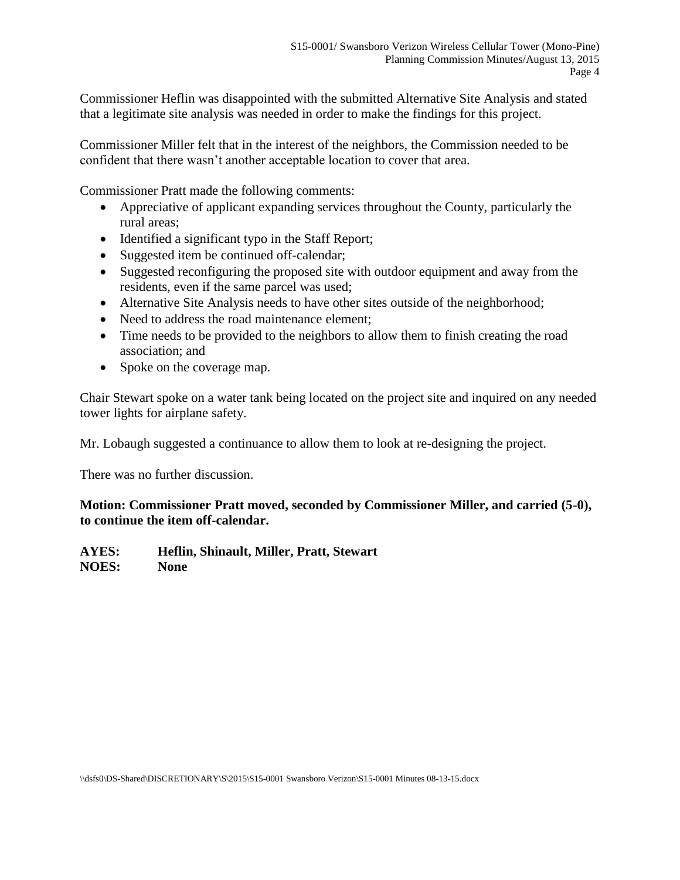Commissioner Heflin was disappointed with the submitted Alternative Site Analysis and stated that a legitimate site analysis was needed in order to make the findings for this project.

Commissioner Miller felt that in the interest of the neighbors, the Commission needed to be confident that there wasn't another acceptable location to cover that area.

Commissioner Pratt made the following comments:

- Appreciative of applicant expanding services throughout the County, particularly the rural areas;
- Identified a significant typo in the Staff Report;
- Suggested item be continued off-calendar;
- Suggested reconfiguring the proposed site with outdoor equipment and away from the residents, even if the same parcel was used;
- Alternative Site Analysis needs to have other sites outside of the neighborhood;
- Need to address the road maintenance element;
- Time needs to be provided to the neighbors to allow them to finish creating the road association; and
- Spoke on the coverage map.

Chair Stewart spoke on a water tank being located on the project site and inquired on any needed tower lights for airplane safety.

Mr. Lobaugh suggested a continuance to allow them to look at re-designing the project.

There was no further discussion.

**Motion: Commissioner Pratt moved, seconded by Commissioner Miller, and carried (5-0), to continue the item off-calendar.**

**AYES: Heflin, Shinault, Miller, Pratt, Stewart**
**NOES: None**